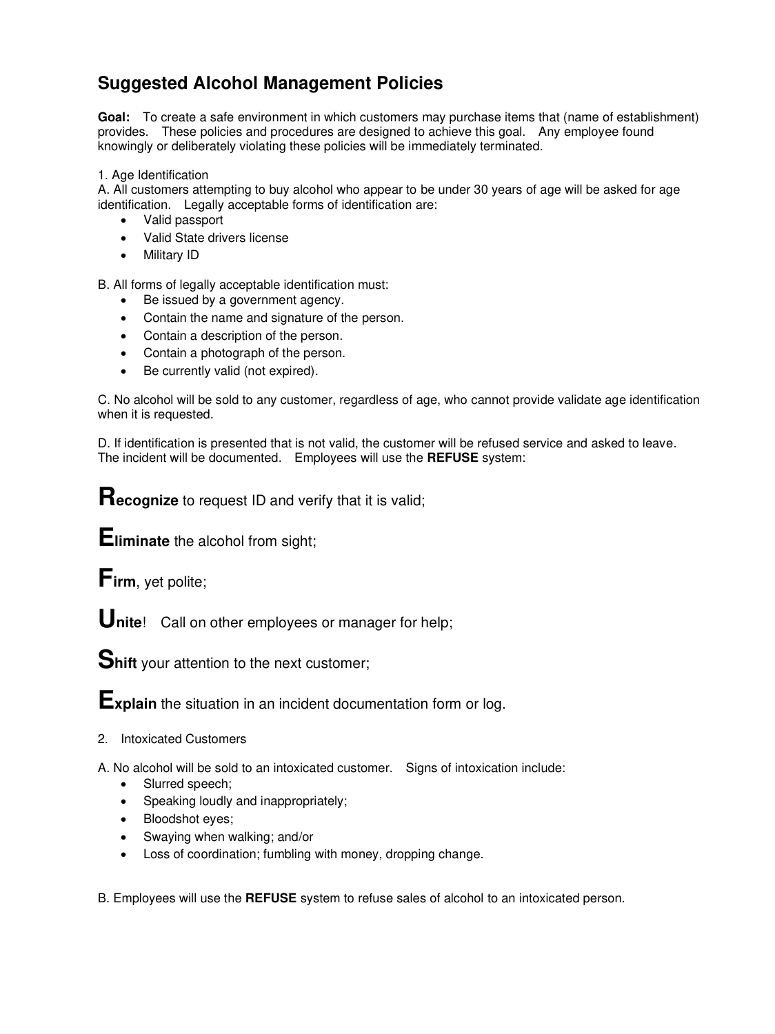# Suggested Alcohol Management Policies

**Goal:** To create a safe environment in which customers may purchase items that (name of establishment) provides. These policies and procedures are designed to achieve this goal. Any employee found knowingly or deliberately violating these policies will be immediately terminated.

1. Age Identification

A. All customers attempting to buy alcohol who appear to be under 30 years of age will be asked for age identification. Legally acceptable forms of identification are:

- Valid passport
- Valid State drivers license
- Military ID

B. All forms of legally acceptable identification must:

- Be issued by a government agency.
- Contain the name and signature of the person.
- Contain a description of the person.
- Contain a photograph of the person.
- Be currently valid (not expired).

C. No alcohol will be sold to any customer, regardless of age, who cannot provide validate age identification when it is requested.

D. If identification is presented that is not valid, the customer will be refused service and asked to leave. The incident will be documented. Employees will use the **REFUSE** system:

**Recognize** to request ID and verify that it is valid;

**Eliminate** the alcohol from sight;

**Firm**, yet polite;

**Unite**! Call on other employees or manager for help;

**Shift** your attention to the next customer;

**Explain** the situation in an incident documentation form or log.

2. Intoxicated Customers

A. No alcohol will be sold to an intoxicated customer. Signs of intoxication include:

- Slurred speech;
- Speaking loudly and inappropriately;
- Bloodshot eyes;
- Swaying when walking; and/or
- Loss of coordination; fumbling with money, dropping change.

B. Employees will use the **REFUSE** system to refuse sales of alcohol to an intoxicated person.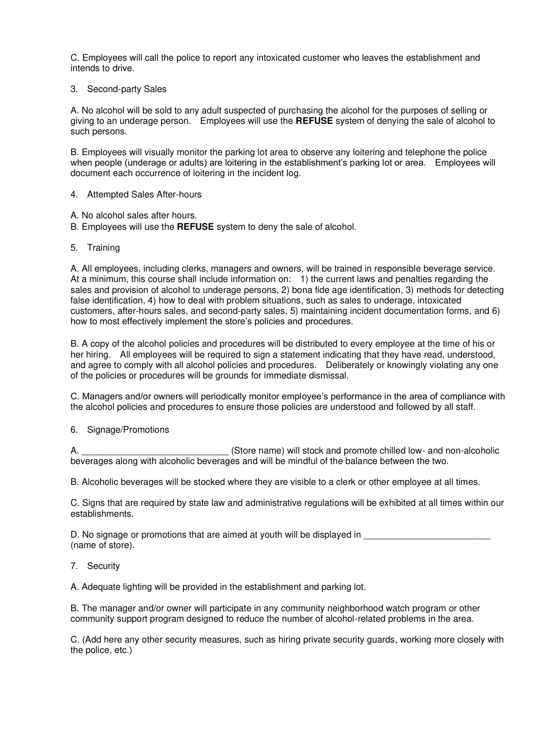C. Employees will call the police to report any intoxicated customer who leaves the establishment and intends to drive.

3. Second-party Sales

A. No alcohol will be sold to any adult suspected of purchasing the alcohol for the purposes of selling or giving to an underage person. Employees will use the **REFUSE** system of denying the sale of alcohol to such persons.

B. Employees will visually monitor the parking lot area to observe any loitering and telephone the police when people (underage or adults) are loitering in the establishment's parking lot or area. Employees will document each occurrence of loitering in the incident log.

4. Attempted Sales After-hours

A. No alcohol sales after hours.
B. Employees will use the **REFUSE** system to deny the sale of alcohol.

5. Training

A. All employees, including clerks, managers and owners, will be trained in responsible beverage service. At a minimum, this course shall include information on: 1) the current laws and penalties regarding the sales and provision of alcohol to underage persons, 2) bona fide age identification, 3) methods for detecting false identification, 4) how to deal with problem situations, such as sales to underage, intoxicated customers, after-hours sales, and second-party sales, 5) maintaining incident documentation forms, and 6) how to most effectively implement the store's policies and procedures.

B. A copy of the alcohol policies and procedures will be distributed to every employee at the time of his or her hiring. All employees will be required to sign a statement indicating that they have read, understood, and agree to comply with all alcohol policies and procedures. Deliberately or knowingly violating any one of the policies or procedures will be grounds for immediate dismissal.

C. Managers and/or owners will periodically monitor employee's performance in the area of compliance with the alcohol policies and procedures to ensure those policies are understood and followed by all staff.

6. Signage/Promotions

A. _____________________________ (Store name) will stock and promote chilled low- and non-alcoholic beverages along with alcoholic beverages and will be mindful of the balance between the two.

B. Alcoholic beverages will be stocked where they are visible to a clerk or other employee at all times.

C. Signs that are required by state law and administrative regulations will be exhibited at all times within our establishments.

D. No signage or promotions that are aimed at youth will be displayed in _________________________ (name of store).

7. Security

A. Adequate lighting will be provided in the establishment and parking lot.

B. The manager and/or owner will participate in any community neighborhood watch program or other community support program designed to reduce the number of alcohol-related problems in the area.

C. (Add here any other security measures, such as hiring private security guards, working more closely with the police, etc.)